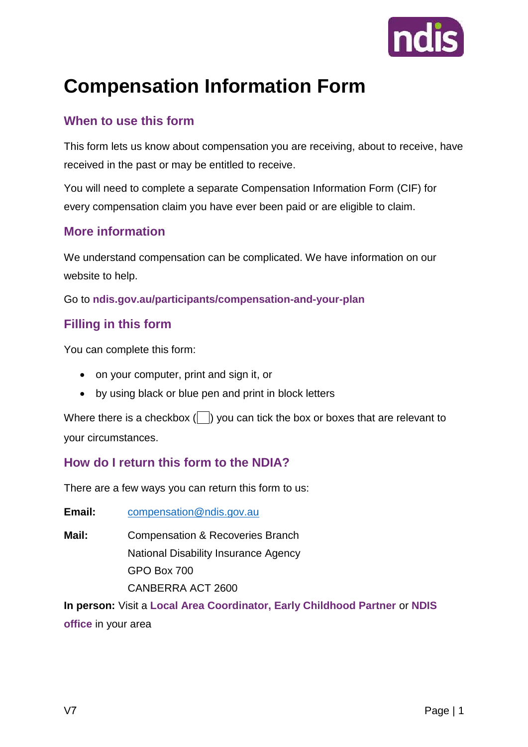# Compensation Information Form

## When to use this form

This form lets us know about compensation you are receiving, about to receive, have received in the past or may be entitled to receive.

You will need to complete a separate Compensation Information Form (CIF) for every compensation claim you have ever been paid or are eligible to claim.

## More information

We understand compensation can be complicated. We have information on our website to help.

Go to **ndis.gov.au/participants/compensation-and-your-plan**

## Filling in this form

You can complete this form:

- on your computer, print and sign it, or
- by using black or blue pen and print in block letters

Where there is a checkbox (☐) you can tick the box or boxes that are relevant to your circumstances.

## How do I return this form to the NDIA?

There are a few ways you can return this form to us:

**Email:** compensation@ndis.gov.au

**Mail:** Compensation & Recoveries Branch
National Disability Insurance Agency
GPO Box 700
CANBERRA ACT 2600

**In person:** Visit a **Local Area Coordinator, Early Childhood Partner** or **NDIS office** in your area

V7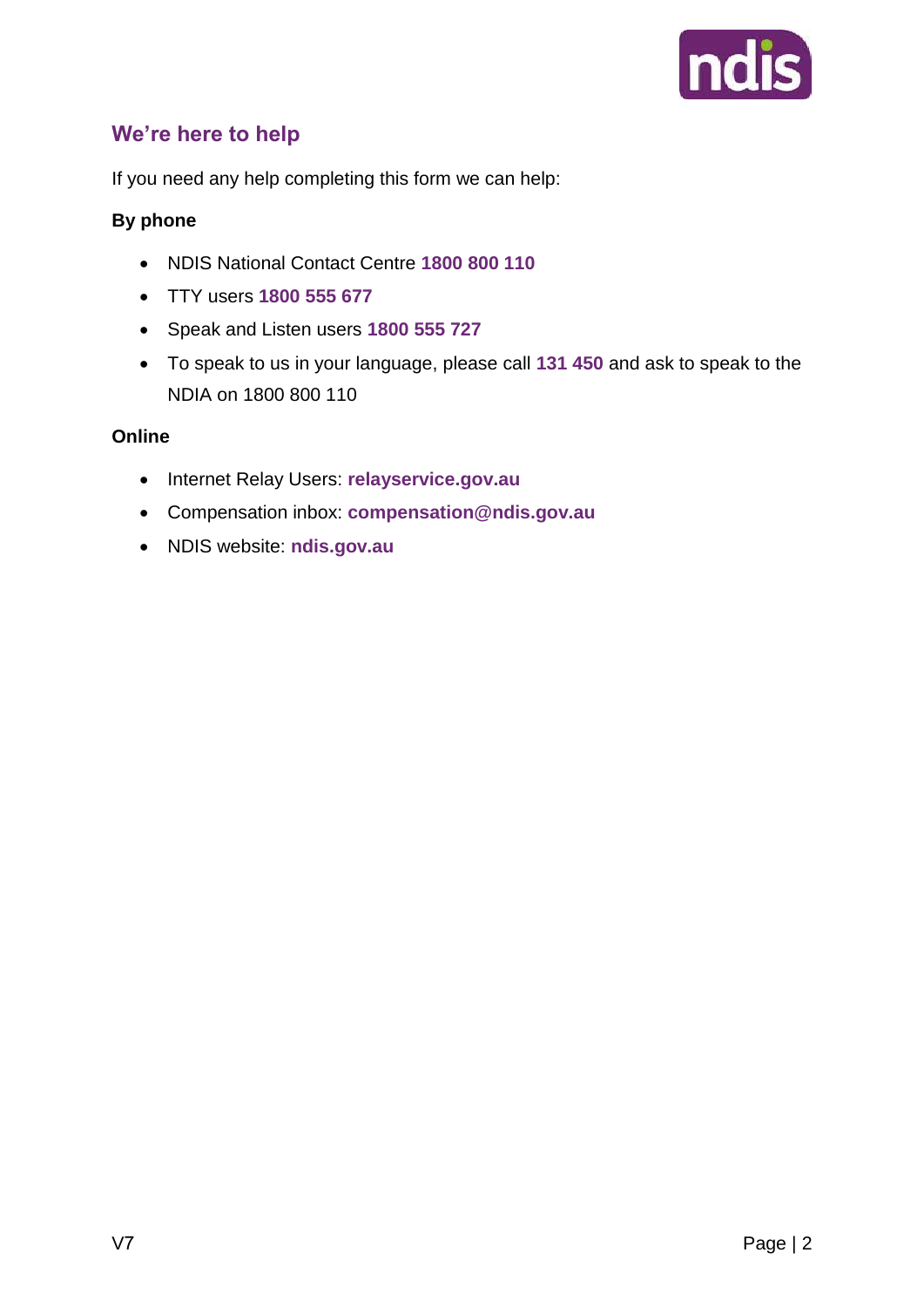## We’re here to help

If you need any help completing this form we can help:

**By phone**

- NDIS National Contact Centre **1800 800 110**
- TTY users **1800 555 677**
- Speak and Listen users **1800 555 727**
- To speak to us in your language, please call **131 450** and ask to speak to the NDIA on 1800 800 110

**Online**

- Internet Relay Users: **relayservice.gov.au**
- Compensation inbox: **compensation@ndis.gov.au**
- NDIS website: **ndis.gov.au**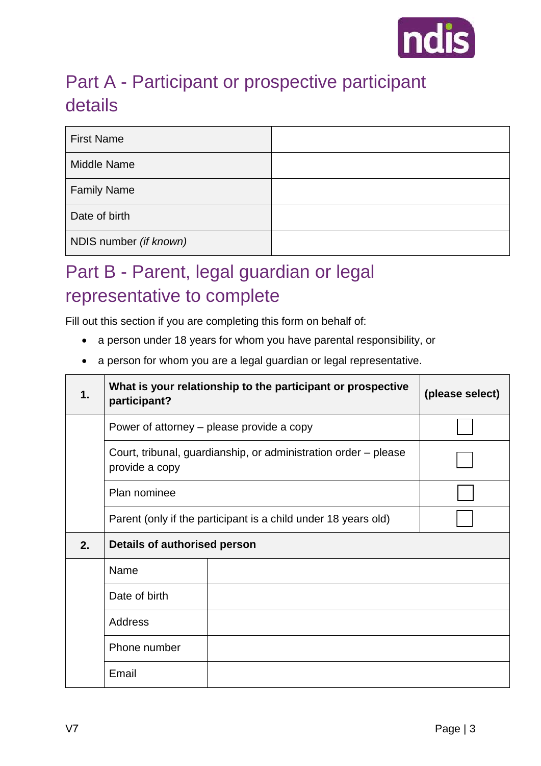## Part A - Participant or prospective participant details

| First Name | |
|---|---|
| Middle Name | |
| Family Name | |
| Date of birth | |
| NDIS number *(if known)* | |

## Part B - Parent, legal guardian or legal representative to complete

Fill out this section if you are completing this form on behalf of:

- a person under 18 years for whom you have parental responsibility, or
- a person for whom you are a legal guardian or legal representative.

| 1. | What is your relationship to the participant or prospective participant? | (please select) |
|---|---|---|
| | Power of attorney – please provide a copy | ☐ |
| | Court, tribunal, guardianship, or administration order – please provide a copy | ☐ |
| | Plan nominee | ☐ |
| | Parent (only if the participant is a child under 18 years old) | ☐ |

| 2. | Details of authorised person | |
|---|---|---|
| | Name | |
| | Date of birth | |
| | Address | |
| | Phone number | |
| | Email | |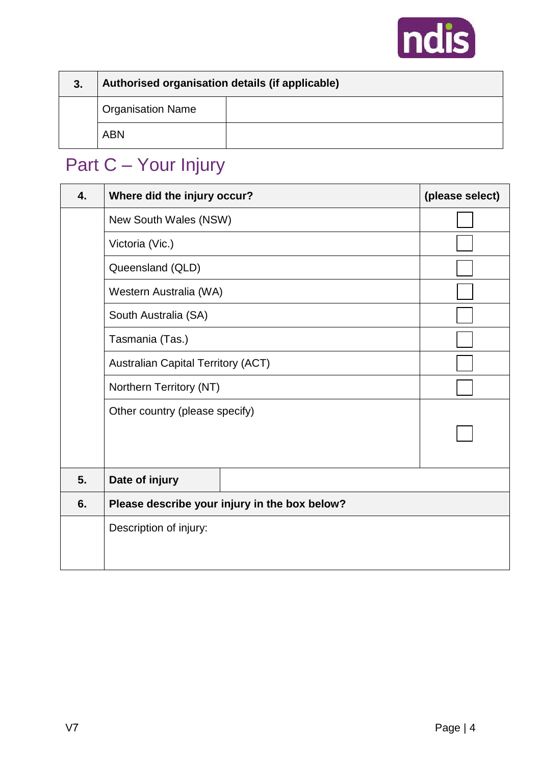| 3. | Authorised organisation details (if applicable) | |
|---|---|---|
| | Organisation Name | |
| | ABN | |

## Part C – Your Injury

| 4. | Where did the injury occur? | (please select) |
|---|---|---|
| | New South Wales (NSW) | ☐ |
| | Victoria (Vic.) | ☐ |
| | Queensland (QLD) | ☐ |
| | Western Australia (WA) | ☐ |
| | South Australia (SA) | ☐ |
| | Tasmania (Tas.) | ☐ |
| | Australian Capital Territory (ACT) | ☐ |
| | Northern Territory (NT) | ☐ |
| | Other country (please specify) | ☐ |
| 5. | Date of injury | |
| 6. | Please describe your injury in the box below? | |
| | Description of injury: | |

V7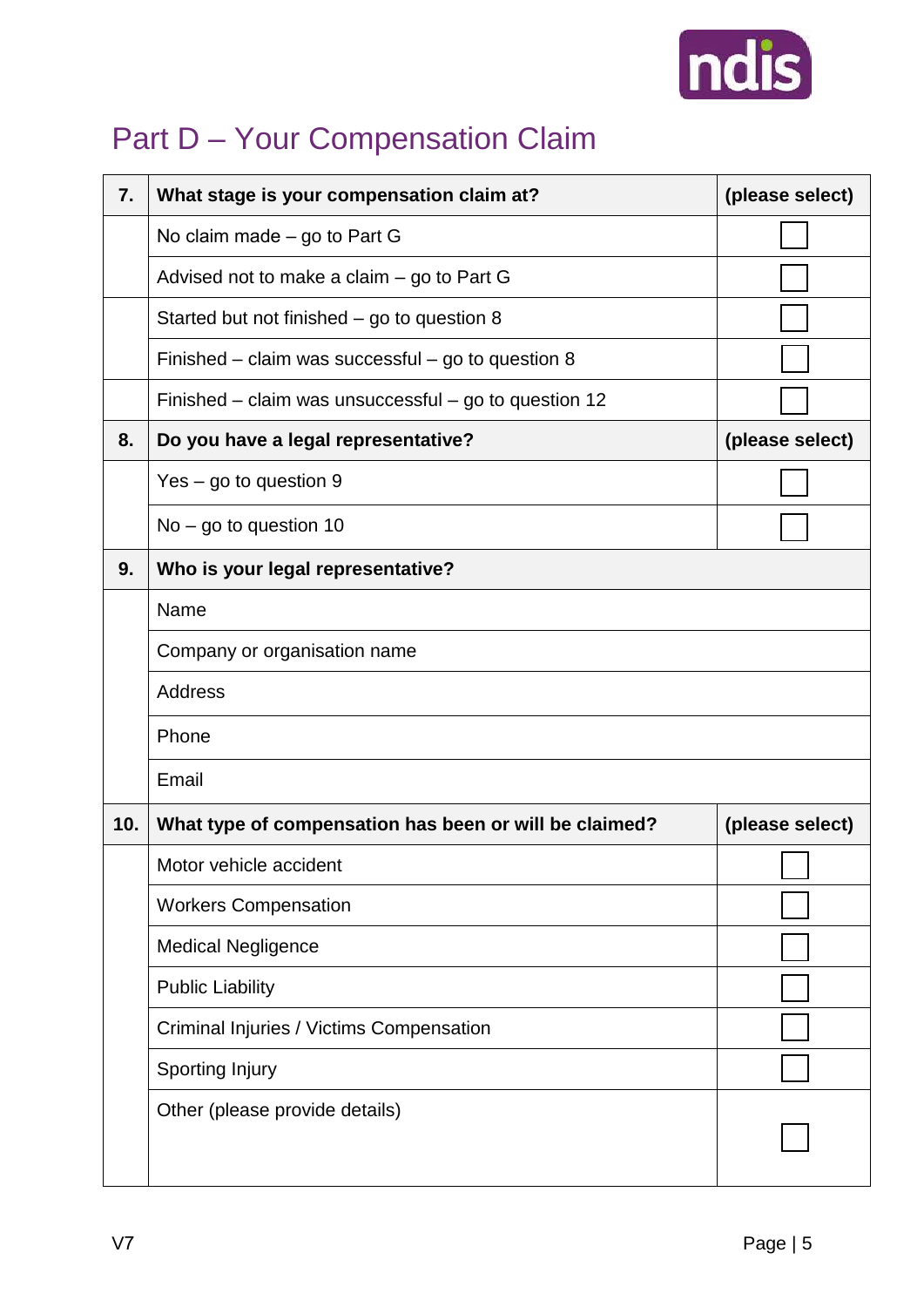## Part D – Your Compensation Claim

| 7. | What stage is your compensation claim at? | (please select) |
|---|---|---|
| | No claim made – go to Part G | ☐ |
| | Advised not to make a claim – go to Part G | ☐ |
| | Started but not finished – go to question 8 | ☐ |
| | Finished – claim was successful – go to question 8 | ☐ |
| | Finished – claim was unsuccessful – go to question 12 | ☐ |
| **8.** | **Do you have a legal representative?** | **(please select)** |
| | Yes – go to question 9 | ☐ |
| | No – go to question 10 | ☐ |
| **9.** | **Who is your legal representative?** | |
| | Name | |
| | Company or organisation name | |
| | Address | |
| | Phone | |
| | Email | |
| **10.** | **What type of compensation has been or will be claimed?** | **(please select)** |
| | Motor vehicle accident | ☐ |
| | Workers Compensation | ☐ |
| | Medical Negligence | ☐ |
| | Public Liability | ☐ |
| | Criminal Injuries / Victims Compensation | ☐ |
| | Sporting Injury | ☐ |
| | Other (please provide details) | ☐ |

V7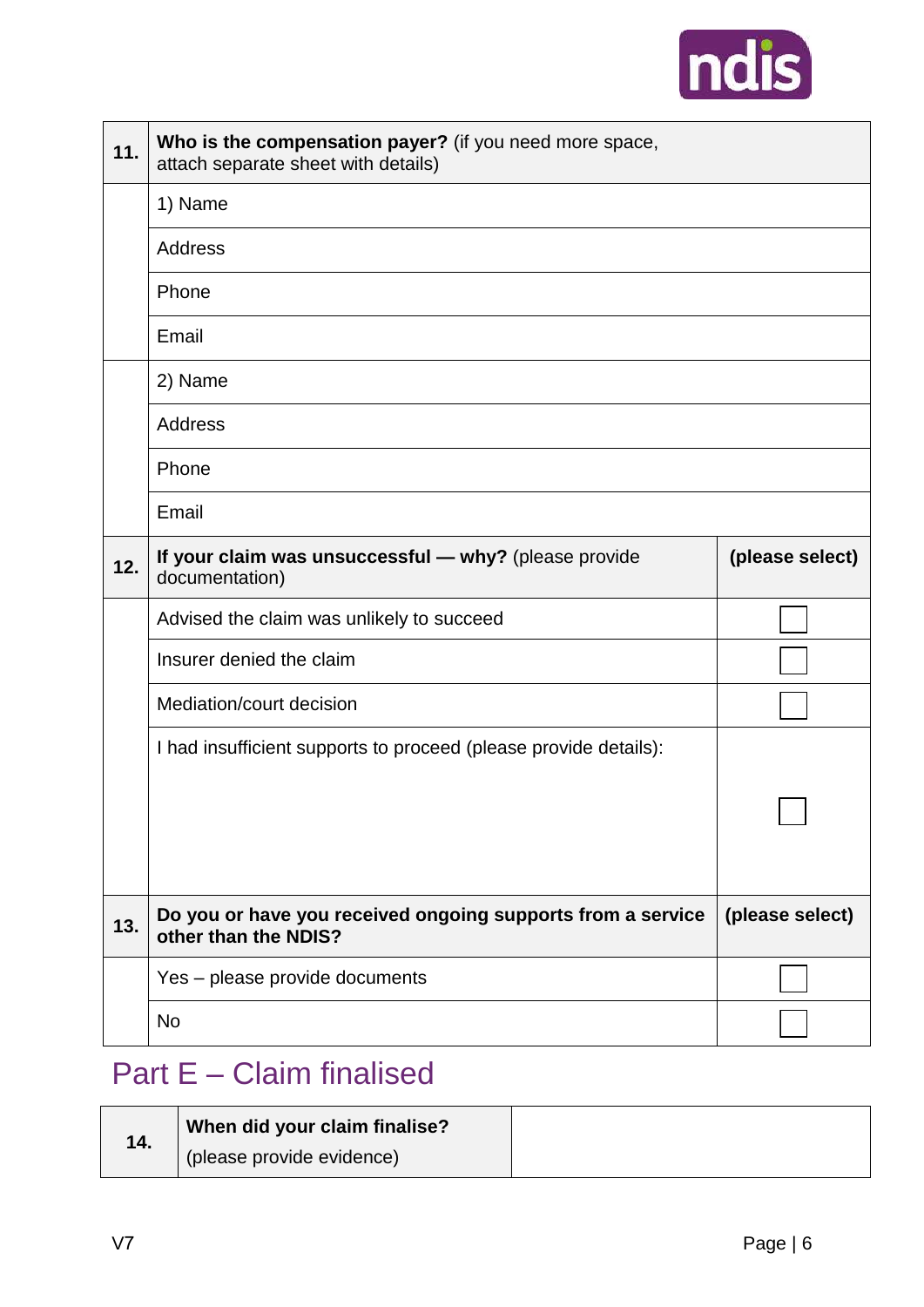| 11. | **Who is the compensation payer?** (if you need more space, attach separate sheet with details) |
|---|---|
| | 1) Name |
| | Address |
| | Phone |
| | Email |
| | 2) Name |
| | Address |
| | Phone |
| | Email |

| 12. | **If your claim was unsuccessful — why?** (please provide documentation) | **(please select)** |
|---|---|---|
| | Advised the claim was unlikely to succeed | ☐ |
| | Insurer denied the claim | ☐ |
| | Mediation/court decision | ☐ |
| | I had insufficient supports to proceed (please provide details): | ☐ |

| 13. | **Do you or have you received ongoing supports from a service other than the NDIS?** | **(please select)** |
|---|---|---|
| | Yes – please provide documents | ☐ |
| | No | ☐ |

## Part E – Claim finalised

| 14. | **When did your claim finalise?** (please provide evidence) | |
|---|---|---|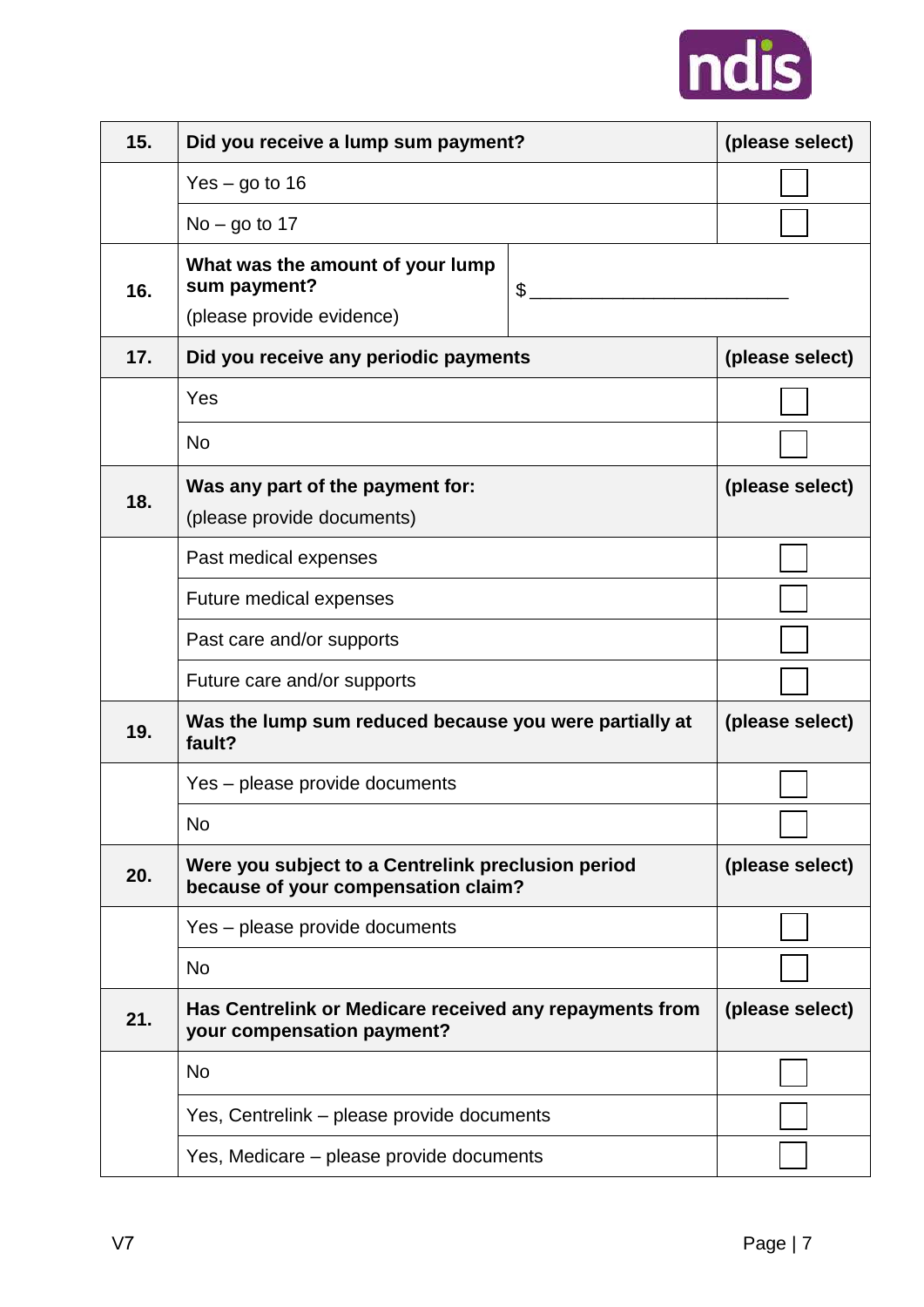| 15. | **Did you receive a lump sum payment?** | **(please select)** |
|---|---|---|
| | Yes – go to 16 | ☐ |
| | No – go to 17 | ☐ |
| 16. | **What was the amount of your lump sum payment?** (please provide evidence) | $ ______________________ |
| 17. | **Did you receive any periodic payments** | **(please select)** |
| | Yes | ☐ |
| | No | ☐ |
| 18. | **Was any part of the payment for:** (please provide documents) | **(please select)** |
| | Past medical expenses | ☐ |
| | Future medical expenses | ☐ |
| | Past care and/or supports | ☐ |
| | Future care and/or supports | ☐ |
| 19. | **Was the lump sum reduced because you were partially at fault?** | **(please select)** |
| | Yes – please provide documents | ☐ |
| | No | ☐ |
| 20. | **Were you subject to a Centrelink preclusion period because of your compensation claim?** | **(please select)** |
| | Yes – please provide documents | ☐ |
| | No | ☐ |
| 21. | **Has Centrelink or Medicare received any repayments from your compensation payment?** | **(please select)** |
| | No | ☐ |
| | Yes, Centrelink – please provide documents | ☐ |
| | Yes, Medicare – please provide documents | ☐ |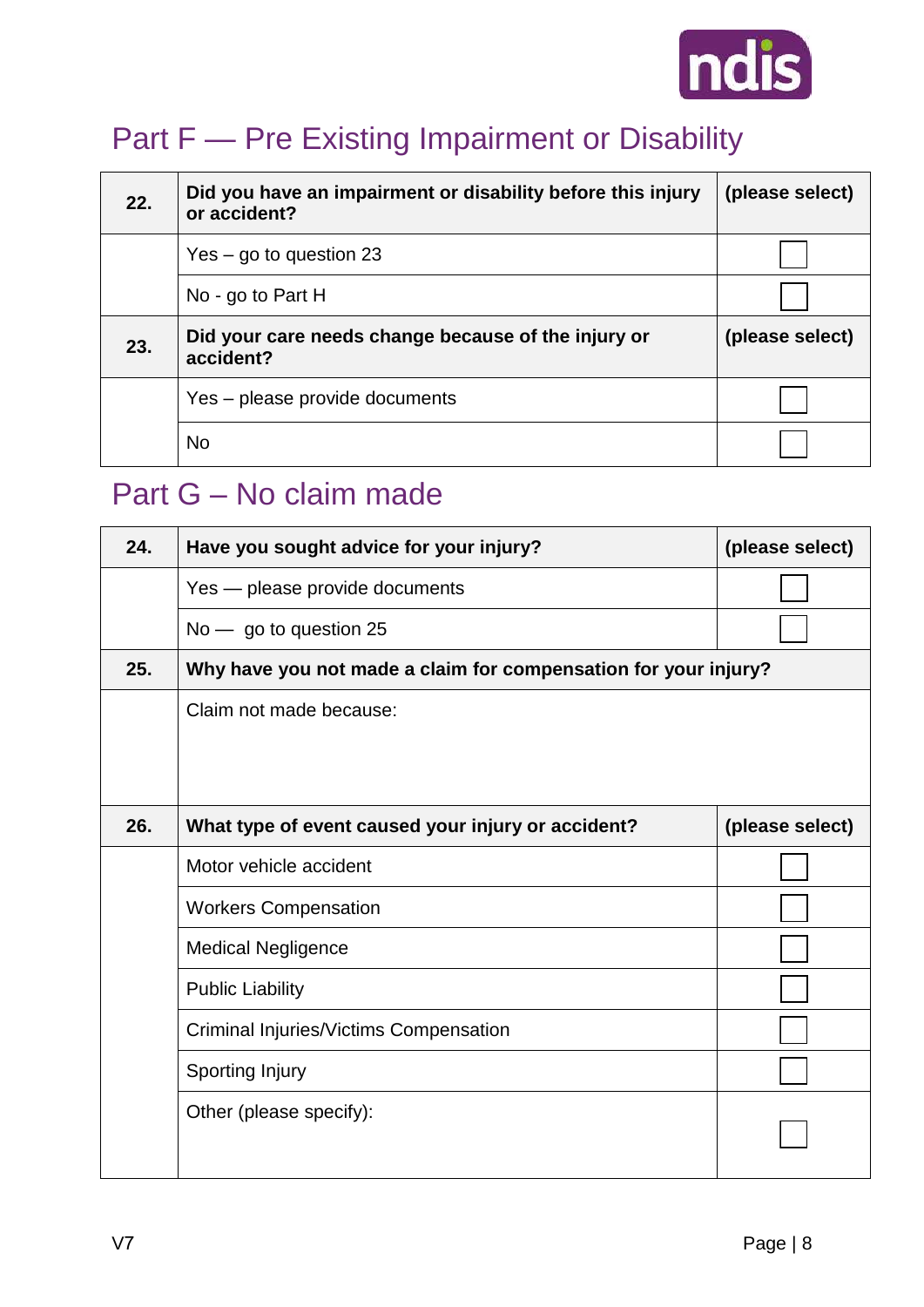## Part F — Pre Existing Impairment or Disability

| 22. | Did you have an impairment or disability before this injury or accident? | (please select) |
|---|---|---|
| | Yes – go to question 23 | ☐ |
| | No - go to Part H | ☐ |
| **23.** | **Did your care needs change because of the injury or accident?** | **(please select)** |
| | Yes – please provide documents | ☐ |
| | No | ☐ |

## Part G – No claim made

| 24. | Have you sought advice for your injury? | (please select) |
|---|---|---|
| | Yes — please provide documents | ☐ |
| | No — go to question 25 | ☐ |
| **25.** | **Why have you not made a claim for compensation for your injury?** | |
| | Claim not made because: | |
| **26.** | **What type of event caused your injury or accident?** | **(please select)** |
| | Motor vehicle accident | ☐ |
| | Workers Compensation | ☐ |
| | Medical Negligence | ☐ |
| | Public Liability | ☐ |
| | Criminal Injuries/Victims Compensation | ☐ |
| | Sporting Injury | ☐ |
| | Other (please specify): | ☐ |

V7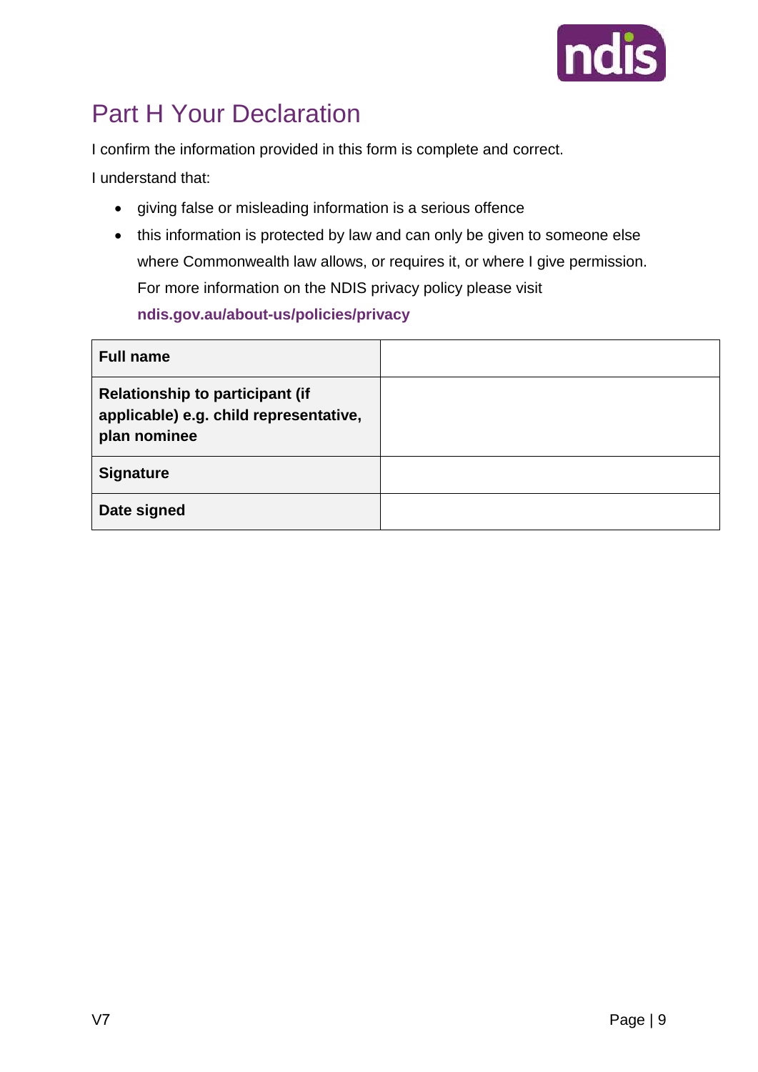# Part H Your Declaration

I confirm the information provided in this form is complete and correct.

I understand that:

- giving false or misleading information is a serious offence
- this information is protected by law and can only be given to someone else where Commonwealth law allows, or requires it, or where I give permission. For more information on the NDIS privacy policy please visit **ndis.gov.au/about-us/policies/privacy**

| | |
|---|---|
| **Full name** | |
| **Relationship to participant (if applicable) e.g. child representative, plan nominee** | |
| **Signature** | |
| **Date signed** | |

V7